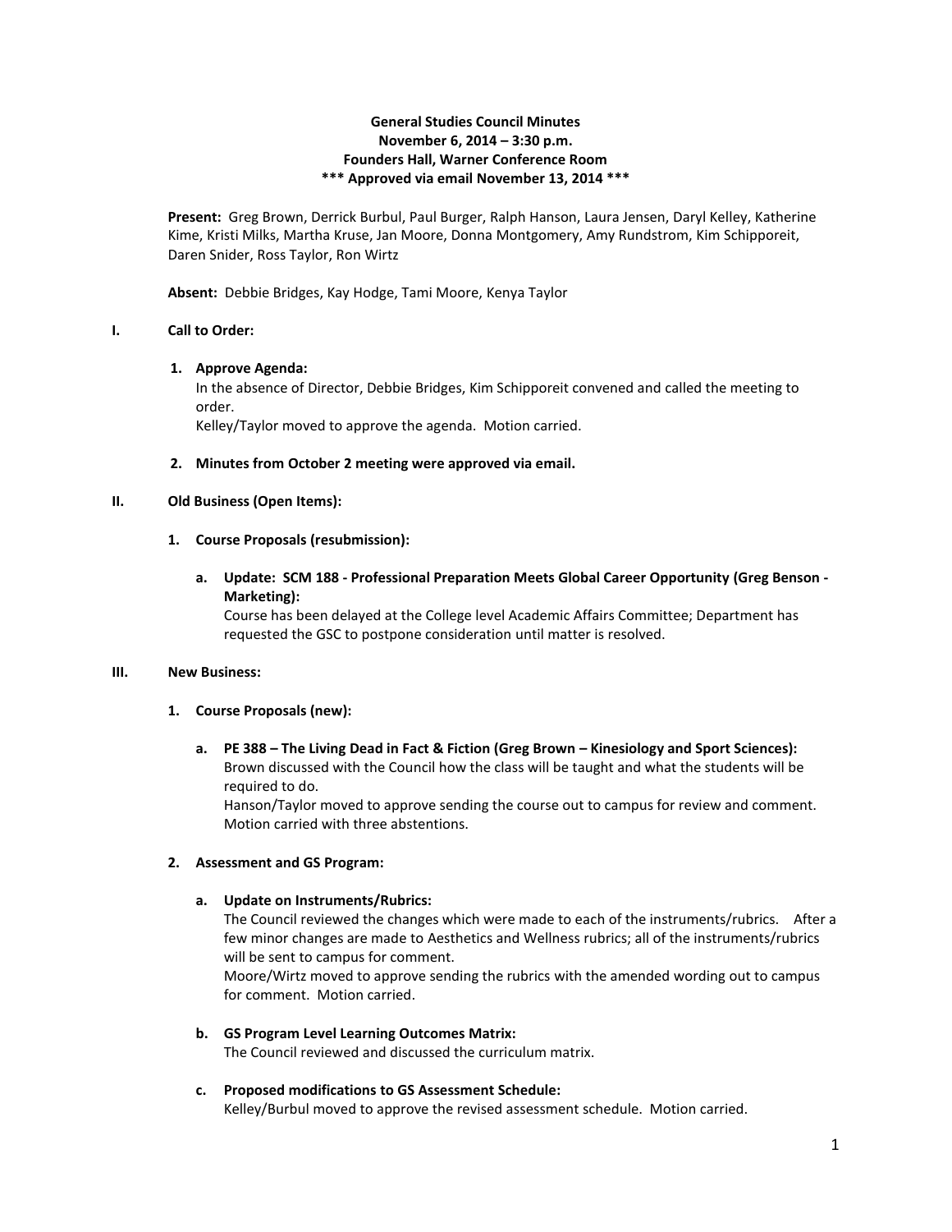**General Studies Council Minutes**
**November 6, 2014 – 3:30 p.m.**
**Founders Hall, Warner Conference Room**
**\*\*\* Approved via email November 13, 2014 \*\*\***

**Present:** Greg Brown, Derrick Burbul, Paul Burger, Ralph Hanson, Laura Jensen, Daryl Kelley, Katherine Kime, Kristi Milks, Martha Kruse, Jan Moore, Donna Montgomery, Amy Rundstrom, Kim Schipporeit, Daren Snider, Ross Taylor, Ron Wirtz

**Absent:** Debbie Bridges, Kay Hodge, Tami Moore, Kenya Taylor

## I. Call to Order:

1. **Approve Agenda:**
   In the absence of Director, Debbie Bridges, Kim Schipporeit convened and called the meeting to order.
   Kelley/Taylor moved to approve the agenda. Motion carried.

2. **Minutes from October 2 meeting were approved via email.**

## II. Old Business (Open Items):

1. **Course Proposals (resubmission):**

   a. **Update: SCM 188 - Professional Preparation Meets Global Career Opportunity (Greg Benson - Marketing):**
   Course has been delayed at the College level Academic Affairs Committee; Department has requested the GSC to postpone consideration until matter is resolved.

## III. New Business:

1. **Course Proposals (new):**

   a. **PE 388 – The Living Dead in Fact & Fiction (Greg Brown – Kinesiology and Sport Sciences):**
   Brown discussed with the Council how the class will be taught and what the students will be required to do.
   Hanson/Taylor moved to approve sending the course out to campus for review and comment. Motion carried with three abstentions.

2. **Assessment and GS Program:**

   a. **Update on Instruments/Rubrics:**
   The Council reviewed the changes which were made to each of the instruments/rubrics. After a few minor changes are made to Aesthetics and Wellness rubrics; all of the instruments/rubrics will be sent to campus for comment.
   Moore/Wirtz moved to approve sending the rubrics with the amended wording out to campus for comment. Motion carried.

   b. **GS Program Level Learning Outcomes Matrix:**
   The Council reviewed and discussed the curriculum matrix.

   c. **Proposed modifications to GS Assessment Schedule:**
   Kelley/Burbul moved to approve the revised assessment schedule. Motion carried.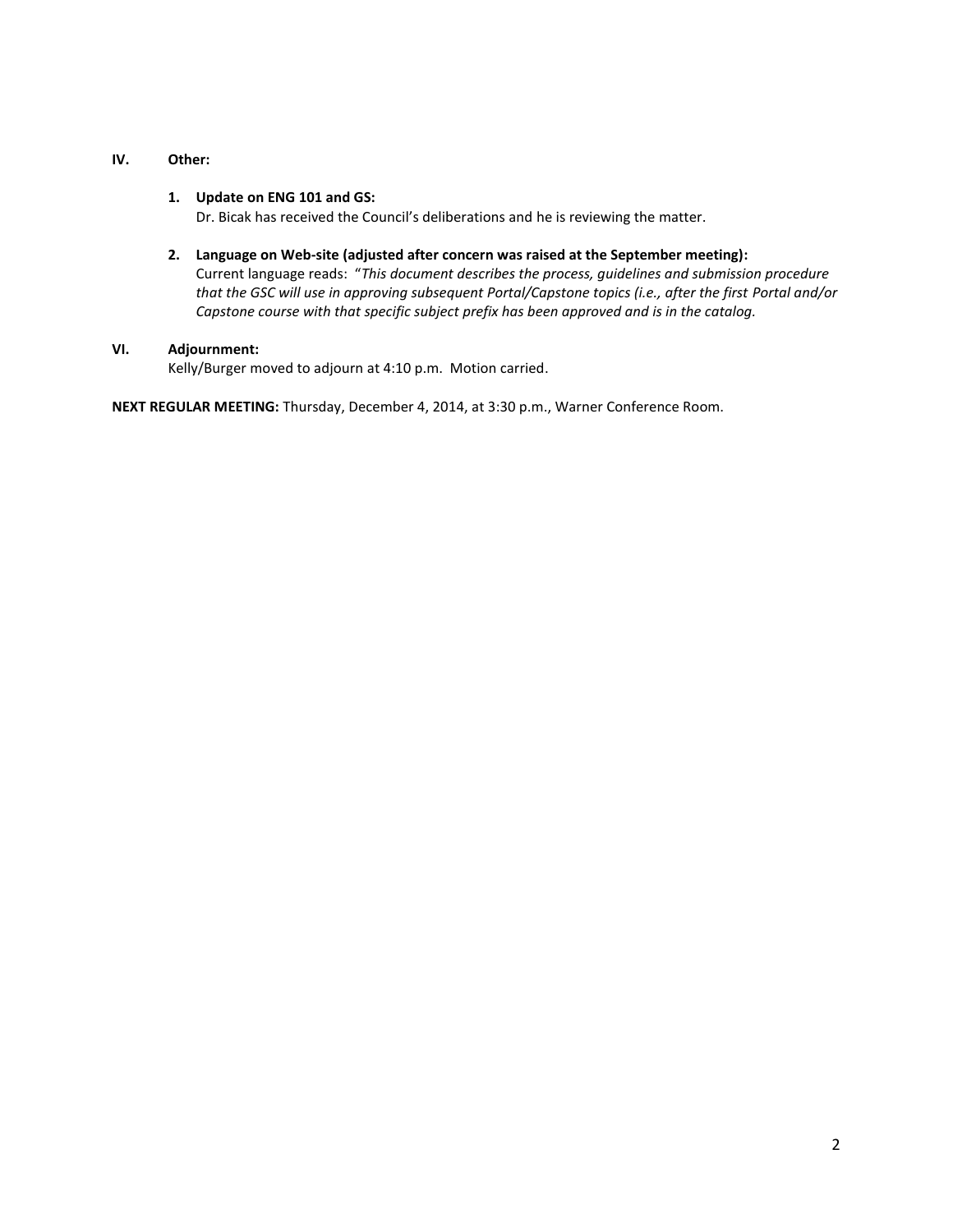## IV. Other:

**1. Update on ENG 101 and GS:**
Dr. Bicak has received the Council's deliberations and he is reviewing the matter.

**2. Language on Web-site (adjusted after concern was raised at the September meeting):**
Current language reads: "*This document describes the process, guidelines and submission procedure that the GSC will use in approving subsequent Portal/Capstone topics (i.e., after the first Portal and/or Capstone course with that specific subject prefix has been approved and is in the catalog.*

## VI. Adjournment:

Kelly/Burger moved to adjourn at 4:10 p.m. Motion carried.

**NEXT REGULAR MEETING:** Thursday, December 4, 2014, at 3:30 p.m., Warner Conference Room.